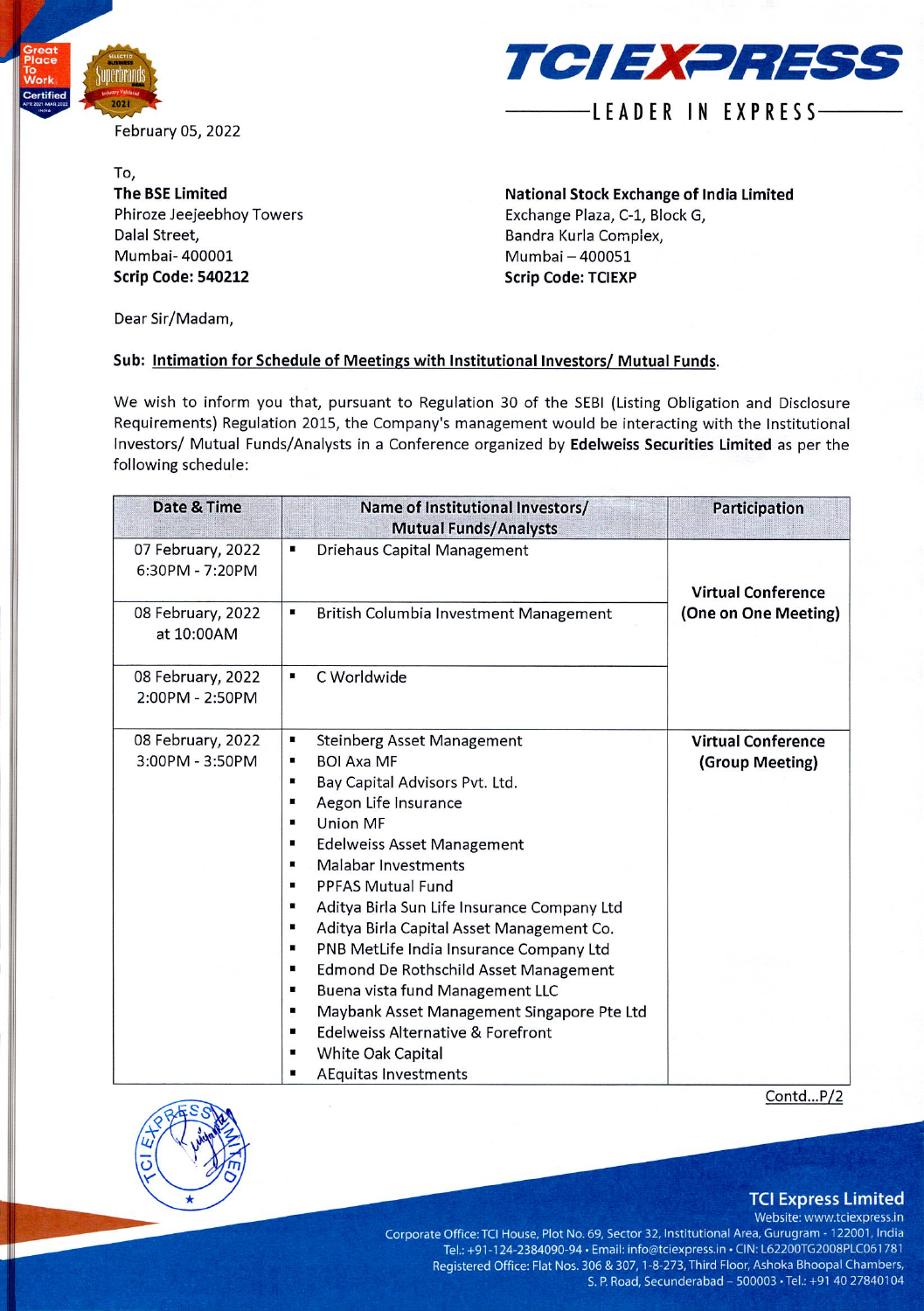TCIEXPRESS

LEADER IN EXPRESS

February 05, 2022

To,

**The BSE Limited**
Phiroze Jeejeebhoy Towers
Dalal Street,
Mumbai- 400001
**Scrip Code: 540212**

**National Stock Exchange of India Limited**
Exchange Plaza, C-1, Block G,
Bandra Kurla Complex,
Mumbai – 400051
**Scrip Code: TCIEXP**

Dear Sir/Madam,

**Sub: Intimation for Schedule of Meetings with Institutional Investors/ Mutual Funds.**

We wish to inform you that, pursuant to Regulation 30 of the SEBI (Listing Obligation and Disclosure Requirements) Regulation 2015, the Company's management would be interacting with the Institutional Investors/ Mutual Funds/Analysts in a Conference organized by **Edelweiss Securities Limited** as per the following schedule:

| Date & Time | Name of Institutional Investors/ Mutual Funds/Analysts | Participation |
|---|---|---|
| 07 February, 2022 6:30PM - 7:20PM | ▪ Driehaus Capital Management | **Virtual Conference (One on One Meeting)** |
| 08 February, 2022 at 10:00AM | ▪ British Columbia Investment Management | |
| 08 February, 2022 2:00PM - 2:50PM | ▪ C Worldwide | |
| 08 February, 2022 3:00PM - 3:50PM | ▪ Steinberg Asset Management<br>▪ BOI Axa MF<br>▪ Bay Capital Advisors Pvt. Ltd.<br>▪ Aegon Life Insurance<br>▪ Union MF<br>▪ Edelweiss Asset Management<br>▪ Malabar Investments<br>▪ PPFAS Mutual Fund<br>▪ Aditya Birla Sun Life Insurance Company Ltd<br>▪ Aditya Birla Capital Asset Management Co.<br>▪ PNB MetLife India Insurance Company Ltd<br>▪ Edmond De Rothschild Asset Management<br>▪ Buena vista fund Management LLC<br>▪ Maybank Asset Management Singapore Pte Ltd<br>▪ Edelweiss Alternative & Forefront<br>▪ White Oak Capital<br>▪ AEquitas Investments | **Virtual Conference (Group Meeting)** |

Contd...P/2

**TCI Express Limited**
Website: www.tciexpress.in
Corporate Office: TCI House, Plot No. 69, Sector 32, Institutional Area, Gurugram - 122001, India
Tel.: +91-124-2384090-94 • Email: info@tciexpress.in • CIN: L62200TG2008PLC061781
Registered Office: Flat Nos. 306 & 307, 1-8-273, Third Floor, Ashoka Bhoopal Chambers, S. P. Road, Secunderabad - 500003 • Tel.: +91 40 27840104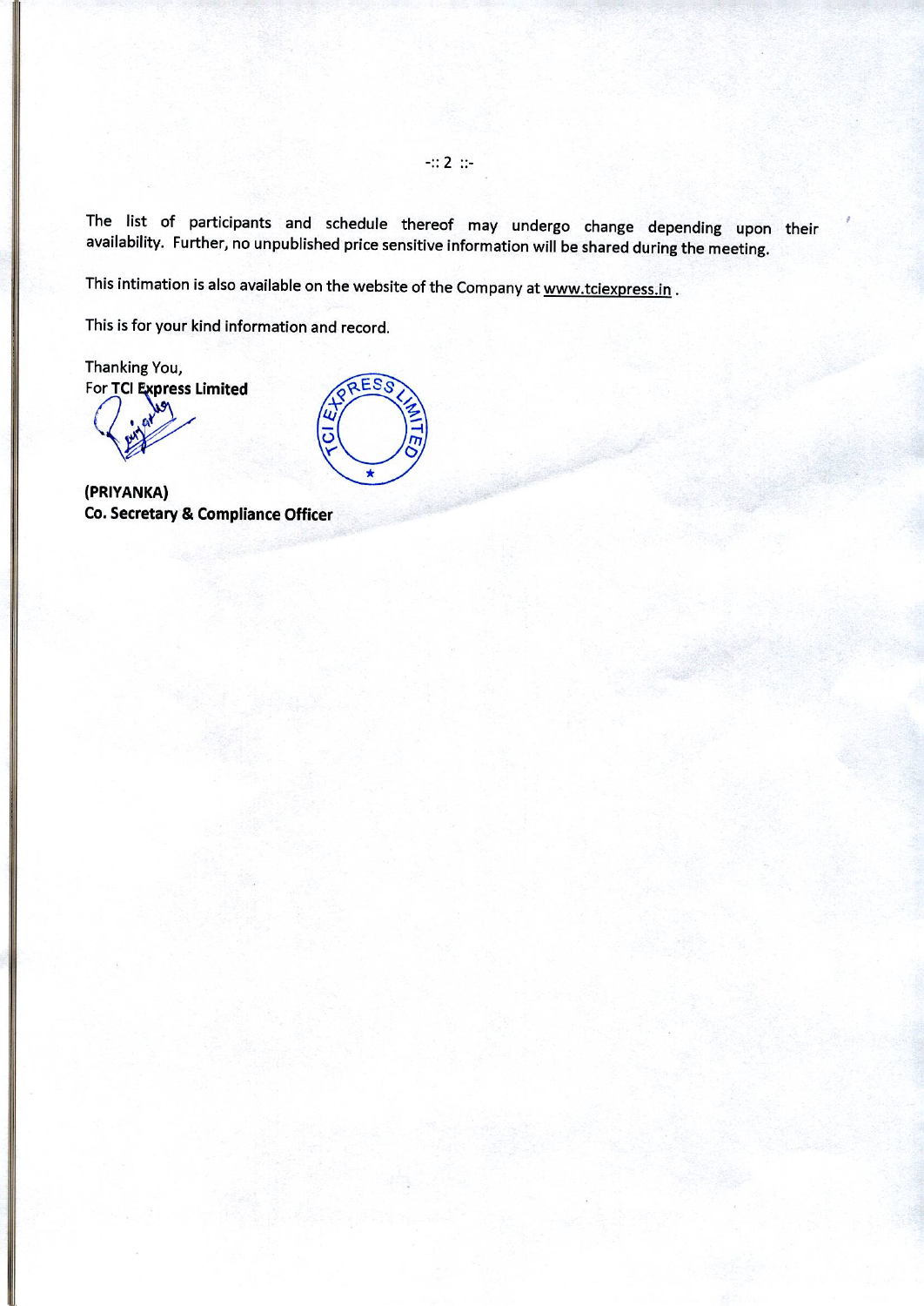The list of participants and schedule thereof may undergo change depending upon their availability. Further, no unpublished price sensitive information will be shared during the meeting.

This intimation is also available on the website of the Company at www.tciexpress.in .

This is for your kind information and record.

Thanking You,
For **TCI Express Limited**

**(PRIYANKA)**
**Co. Secretary & Compliance Officer**